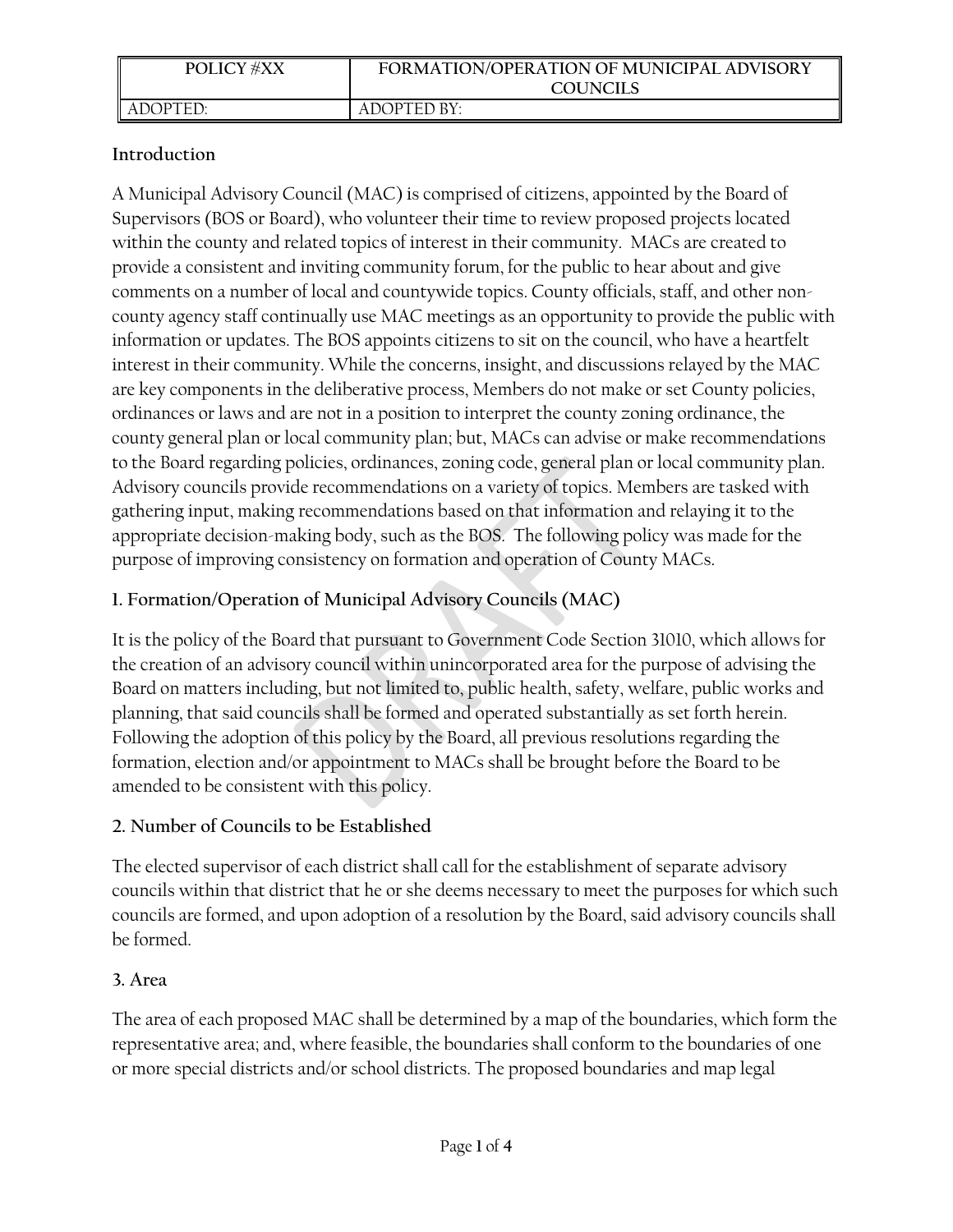| POLICY #XX | FORMATION/OPERATION OF MUNICIPAL ADVISORY COUNCILS |
|---|---|
| ADOPTED: | ADOPTED BY: |

## Introduction

A Municipal Advisory Council (MAC) is comprised of citizens, appointed by the Board of Supervisors (BOS or Board), who volunteer their time to review proposed projects located within the county and related topics of interest in their community. MACs are created to provide a consistent and inviting community forum, for the public to hear about and give comments on a number of local and countywide topics. County officials, staff, and other non-county agency staff continually use MAC meetings as an opportunity to provide the public with information or updates. The BOS appoints citizens to sit on the council, who have a heartfelt interest in their community. While the concerns, insight, and discussions relayed by the MAC are key components in the deliberative process, Members do not make or set County policies, ordinances or laws and are not in a position to interpret the county zoning ordinance, the county general plan or local community plan; but, MACs can advise or make recommendations to the Board regarding policies, ordinances, zoning code, general plan or local community plan. Advisory councils provide recommendations on a variety of topics. Members are tasked with gathering input, making recommendations based on that information and relaying it to the appropriate decision-making body, such as the BOS. The following policy was made for the purpose of improving consistency on formation and operation of County MACs.

## 1. Formation/Operation of Municipal Advisory Councils (MAC)

It is the policy of the Board that pursuant to Government Code Section 31010, which allows for the creation of an advisory council within unincorporated area for the purpose of advising the Board on matters including, but not limited to, public health, safety, welfare, public works and planning, that said councils shall be formed and operated substantially as set forth herein. Following the adoption of this policy by the Board, all previous resolutions regarding the formation, election and/or appointment to MACs shall be brought before the Board to be amended to be consistent with this policy.

## 2. Number of Councils to be Established

The elected supervisor of each district shall call for the establishment of separate advisory councils within that district that he or she deems necessary to meet the purposes for which such councils are formed, and upon adoption of a resolution by the Board, said advisory councils shall be formed.

## 3. Area

The area of each proposed MAC shall be determined by a map of the boundaries, which form the representative area; and, where feasible, the boundaries shall conform to the boundaries of one or more special districts and/or school districts. The proposed boundaries and map legal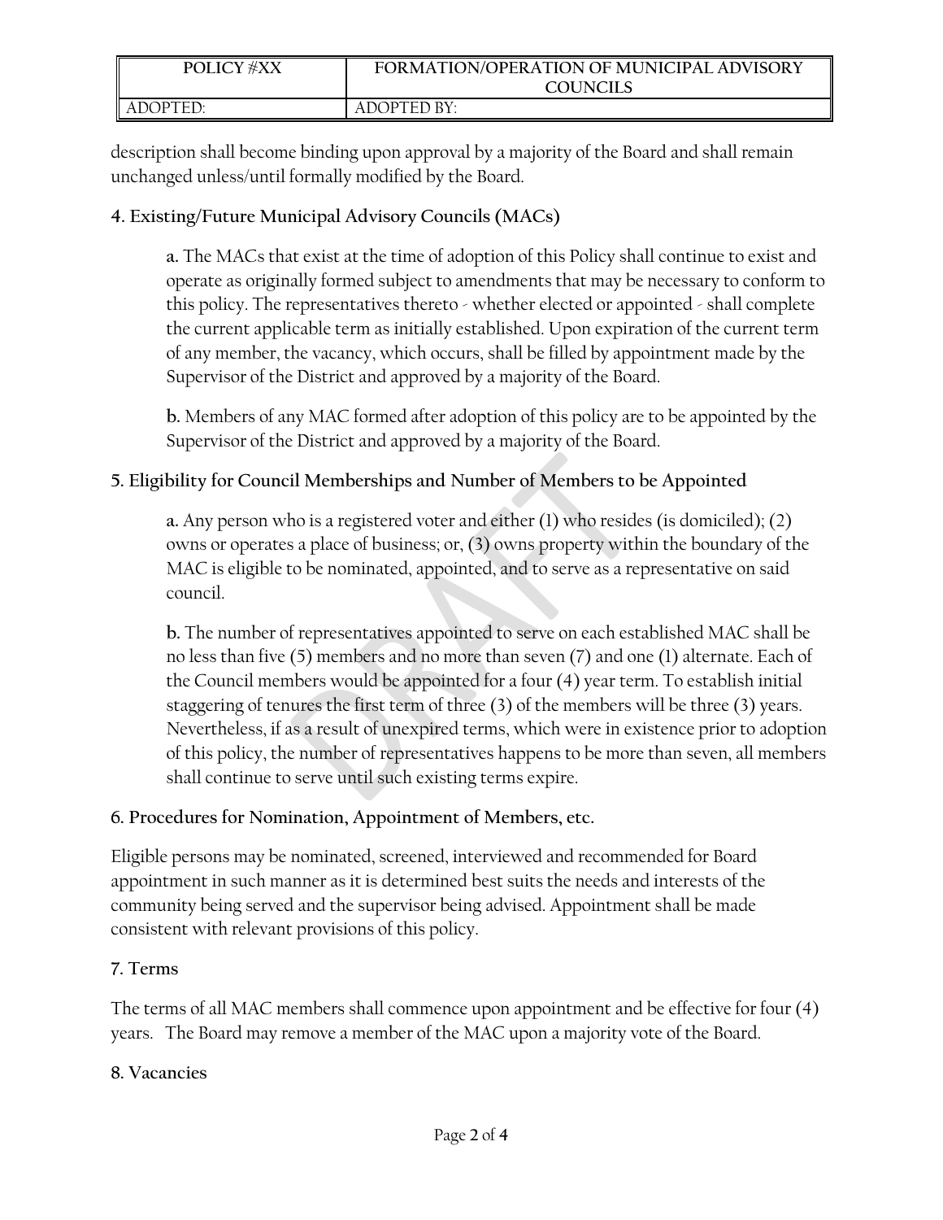description shall become binding upon approval by a majority of the Board and shall remain unchanged unless/until formally modified by the Board.

**4. Existing/Future Municipal Advisory Councils (MACs)**

**a.** The MACs that exist at the time of adoption of this Policy shall continue to exist and operate as originally formed subject to amendments that may be necessary to conform to this policy. The representatives thereto - whether elected or appointed - shall complete the current applicable term as initially established. Upon expiration of the current term of any member, the vacancy, which occurs, shall be filled by appointment made by the Supervisor of the District and approved by a majority of the Board.

**b.** Members of any MAC formed after adoption of this policy are to be appointed by the Supervisor of the District and approved by a majority of the Board.

**5. Eligibility for Council Memberships and Number of Members to be Appointed**

**a.** Any person who is a registered voter and either (1) who resides (is domiciled); (2) owns or operates a place of business; or, (3) owns property within the boundary of the MAC is eligible to be nominated, appointed, and to serve as a representative on said council.

**b.** The number of representatives appointed to serve on each established MAC shall be no less than five (5) members and no more than seven (7) and one (1) alternate. Each of the Council members would be appointed for a four (4) year term. To establish initial staggering of tenures the first term of three (3) of the members will be three (3) years. Nevertheless, if as a result of unexpired terms, which were in existence prior to adoption of this policy, the number of representatives happens to be more than seven, all members shall continue to serve until such existing terms expire.

**6. Procedures for Nomination, Appointment of Members, etc.**

Eligible persons may be nominated, screened, interviewed and recommended for Board appointment in such manner as it is determined best suits the needs and interests of the community being served and the supervisor being advised. Appointment shall be made consistent with relevant provisions of this policy.

**7. Terms**

The terms of all MAC members shall commence upon appointment and be effective for four (4) years. The Board may remove a member of the MAC upon a majority vote of the Board.

**8. Vacancies**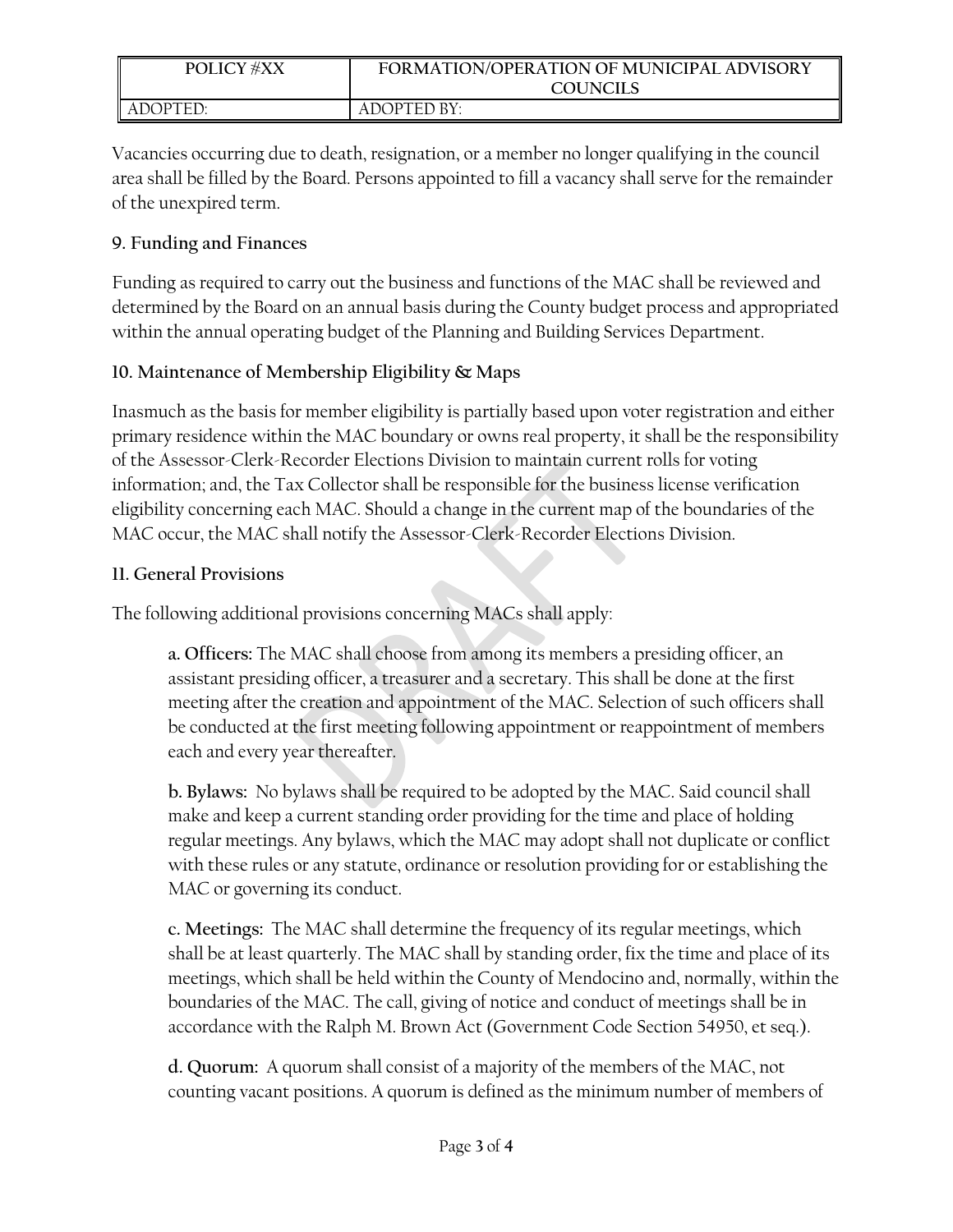Vacancies occurring due to death, resignation, or a member no longer qualifying in the council area shall be filled by the Board. Persons appointed to fill a vacancy shall serve for the remainder of the unexpired term.

### 9. Funding and Finances

Funding as required to carry out the business and functions of the MAC shall be reviewed and determined by the Board on an annual basis during the County budget process and appropriated within the annual operating budget of the Planning and Building Services Department.

### 10. Maintenance of Membership Eligibility & Maps

Inasmuch as the basis for member eligibility is partially based upon voter registration and either primary residence within the MAC boundary or owns real property, it shall be the responsibility of the Assessor-Clerk-Recorder Elections Division to maintain current rolls for voting information; and, the Tax Collector shall be responsible for the business license verification eligibility concerning each MAC. Should a change in the current map of the boundaries of the MAC occur, the MAC shall notify the Assessor-Clerk-Recorder Elections Division.

### 11. General Provisions

The following additional provisions concerning MACs shall apply:

**a. Officers:** The MAC shall choose from among its members a presiding officer, an assistant presiding officer, a treasurer and a secretary. This shall be done at the first meeting after the creation and appointment of the MAC. Selection of such officers shall be conducted at the first meeting following appointment or reappointment of members each and every year thereafter.

**b. Bylaws:** No bylaws shall be required to be adopted by the MAC. Said council shall make and keep a current standing order providing for the time and place of holding regular meetings. Any bylaws, which the MAC may adopt shall not duplicate or conflict with these rules or any statute, ordinance or resolution providing for or establishing the MAC or governing its conduct.

**c. Meetings:** The MAC shall determine the frequency of its regular meetings, which shall be at least quarterly. The MAC shall by standing order, fix the time and place of its meetings, which shall be held within the County of Mendocino and, normally, within the boundaries of the MAC. The call, giving of notice and conduct of meetings shall be in accordance with the Ralph M. Brown Act (Government Code Section 54950, et seq.).

**d. Quorum:** A quorum shall consist of a majority of the members of the MAC, not counting vacant positions. A quorum is defined as the minimum number of members of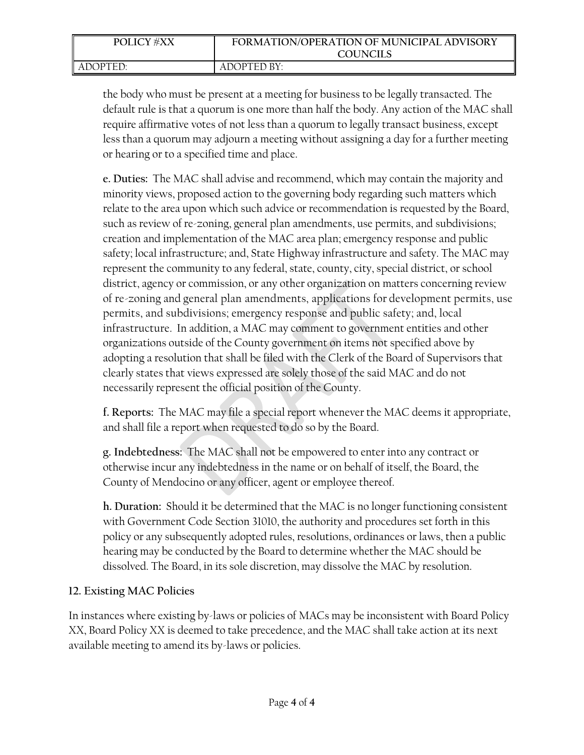the body who must be present at a meeting for business to be legally transacted. The default rule is that a quorum is one more than half the body. Any action of the MAC shall require affirmative votes of not less than a quorum to legally transact business, except less than a quorum may adjourn a meeting without assigning a day for a further meeting or hearing or to a specified time and place.

**e. Duties:** The MAC shall advise and recommend, which may contain the majority and minority views, proposed action to the governing body regarding such matters which relate to the area upon which such advice or recommendation is requested by the Board, such as review of re-zoning, general plan amendments, use permits, and subdivisions; creation and implementation of the MAC area plan; emergency response and public safety; local infrastructure; and, State Highway infrastructure and safety. The MAC may represent the community to any federal, state, county, city, special district, or school district, agency or commission, or any other organization on matters concerning review of re-zoning and general plan amendments, applications for development permits, use permits, and subdivisions; emergency response and public safety; and, local infrastructure. In addition, a MAC may comment to government entities and other organizations outside of the County government on items not specified above by adopting a resolution that shall be filed with the Clerk of the Board of Supervisors that clearly states that views expressed are solely those of the said MAC and do not necessarily represent the official position of the County.

**f. Reports:** The MAC may file a special report whenever the MAC deems it appropriate, and shall file a report when requested to do so by the Board.

**g. Indebtedness:** The MAC shall not be empowered to enter into any contract or otherwise incur any indebtedness in the name or on behalf of itself, the Board, the County of Mendocino or any officer, agent or employee thereof.

**h. Duration:** Should it be determined that the MAC is no longer functioning consistent with Government Code Section 31010, the authority and procedures set forth in this policy or any subsequently adopted rules, resolutions, ordinances or laws, then a public hearing may be conducted by the Board to determine whether the MAC should be dissolved. The Board, in its sole discretion, may dissolve the MAC by resolution.

## 12. Existing MAC Policies

In instances where existing by-laws or policies of MACs may be inconsistent with Board Policy XX, Board Policy XX is deemed to take precedence, and the MAC shall take action at its next available meeting to amend its by-laws or policies.